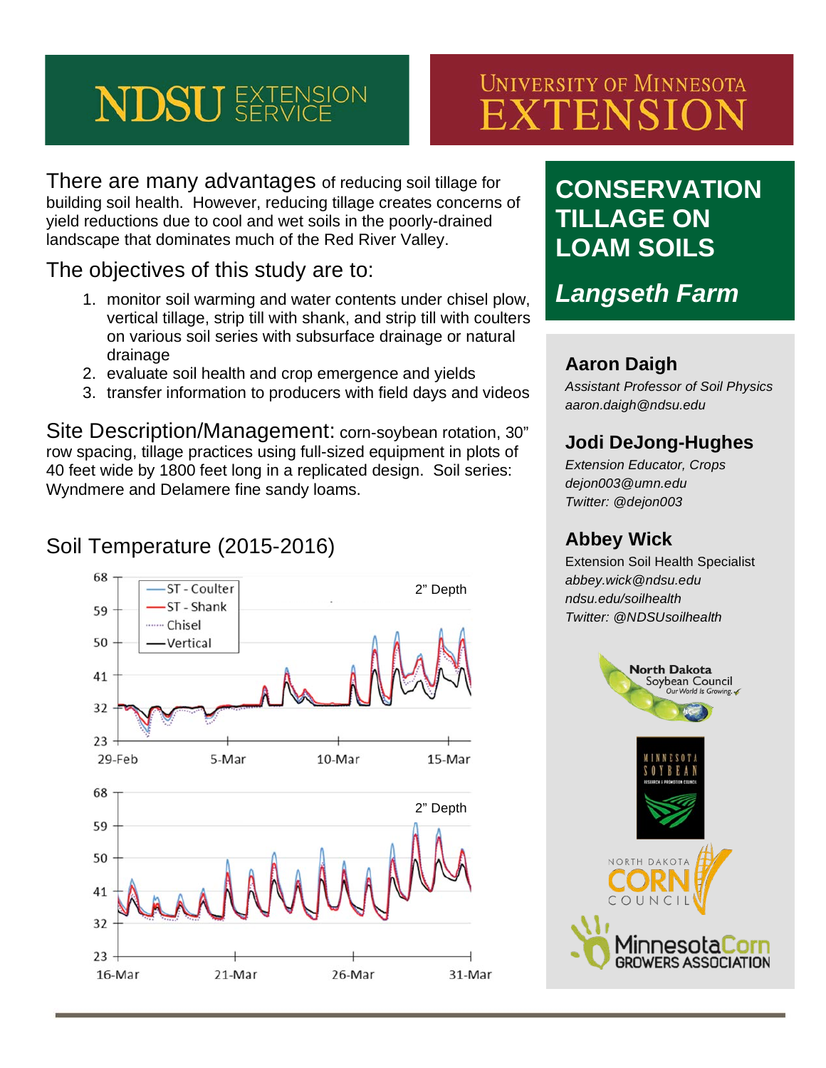NDSU EXTENSION SERVICE

UNIVERSITY OF MINNESOTA EXTENSION

# CONSERVATION TILLAGE ON LOAM SOILS

## *Langseth Farm*

There are many advantages of reducing soil tillage for building soil health. However, reducing tillage creates concerns of yield reductions due to cool and wet soils in the poorly-drained landscape that dominates much of the Red River Valley.

The objectives of this study are to:

1. monitor soil warming and water contents under chisel plow, vertical tillage, strip till with shank, and strip till with coulters on various soil series with subsurface drainage or natural drainage
2. evaluate soil health and crop emergence and yields
3. transfer information to producers with field days and videos

Site Description/Management: corn-soybean rotation, 30" row spacing, tillage practices using full-sized equipment in plots of 40 feet wide by 1800 feet long in a replicated design. Soil series: Wyndmere and Delamere fine sandy loams.

## Soil Temperature (2015-2016)

**Aaron Daigh**
*Assistant Professor of Soil Physics*
*aaron.daigh@ndsu.edu*

**Jodi DeJong-Hughes**
*Extension Educator, Crops*
*dejon003@umn.edu*
*Twitter: @dejon003*

**Abbey Wick**
Extension Soil Health Specialist
*abbey.wick@ndsu.edu*
*ndsu.edu/soilhealth*
*Twitter: @NDSUsoilhealth*

North Dakota Soybean Council

Minnesota Soybean Research & Promotion Council

North Dakota Corn Council

Minnesota Corn Growers Association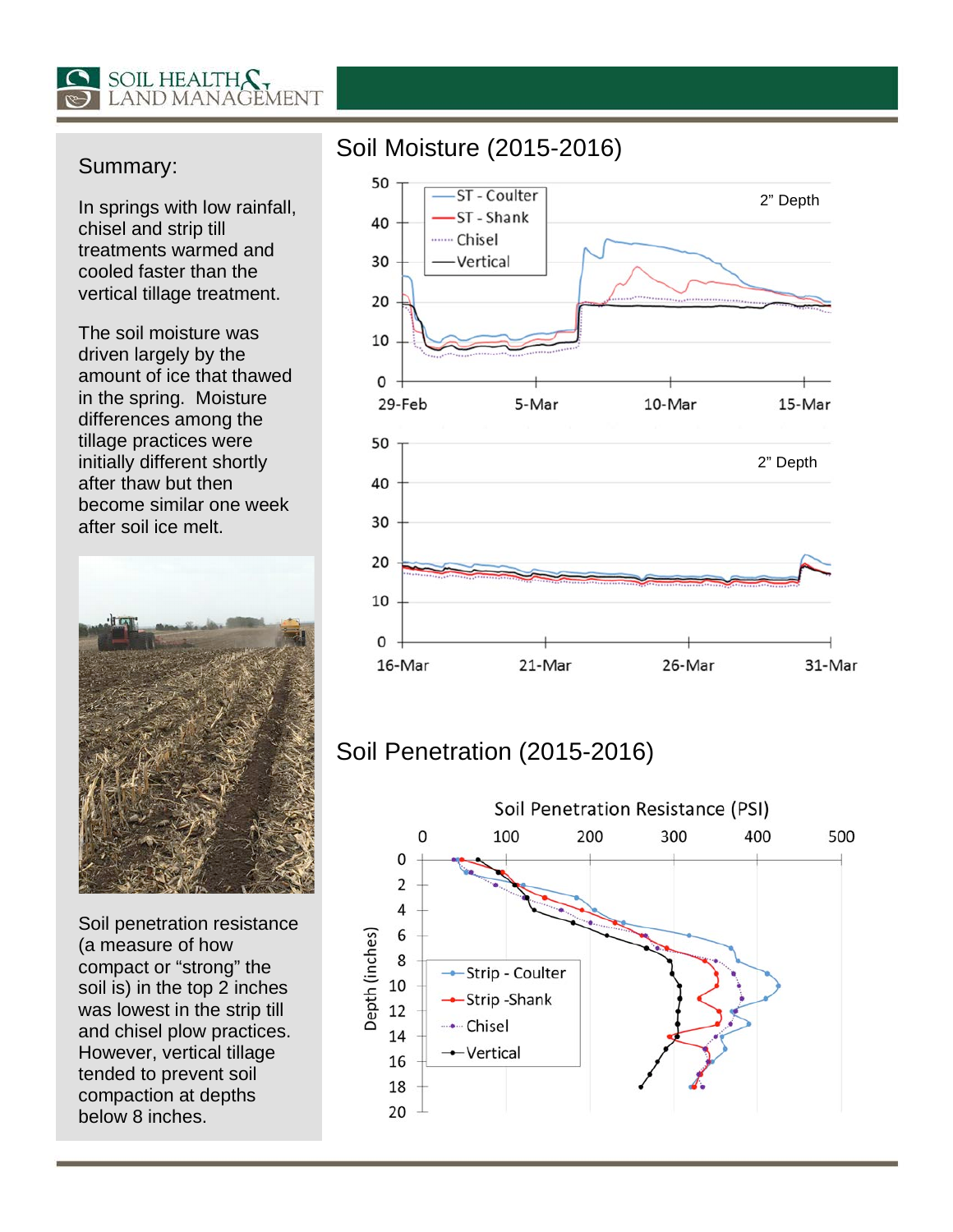SOIL HEALTH & LAND MANAGEMENT

## Summary:

In springs with low rainfall, chisel and strip till treatments warmed and cooled faster than the vertical tillage treatment.

The soil moisture was driven largely by the amount of ice that thawed in the spring. Moisture differences among the tillage practices were initially different shortly after thaw but then become similar one week after soil ice melt.

Soil penetration resistance (a measure of how compact or "strong" the soil is) in the top 2 inches was lowest in the strip till and chisel plow practices. However, vertical tillage tended to prevent soil compaction at depths below 8 inches.

## Soil Moisture (2015-2016)

ST - Coulter
ST - Shank
Chisel
Vertical

2" Depth

0
10
20
30
40
50

29-Feb
5-Mar
10-Mar
15-Mar

2" Depth

0
10
20
30
40
50

16-Mar
21-Mar
26-Mar
31-Mar

## Soil Penetration (2015-2016)

Soil Penetration Resistance (PSI)

0
100
200
300
400
500

Depth (inches)

0
2
4
6
8
10
12
14
16
18
20

Strip - Coulter
Strip -Shank
Chisel
Vertical